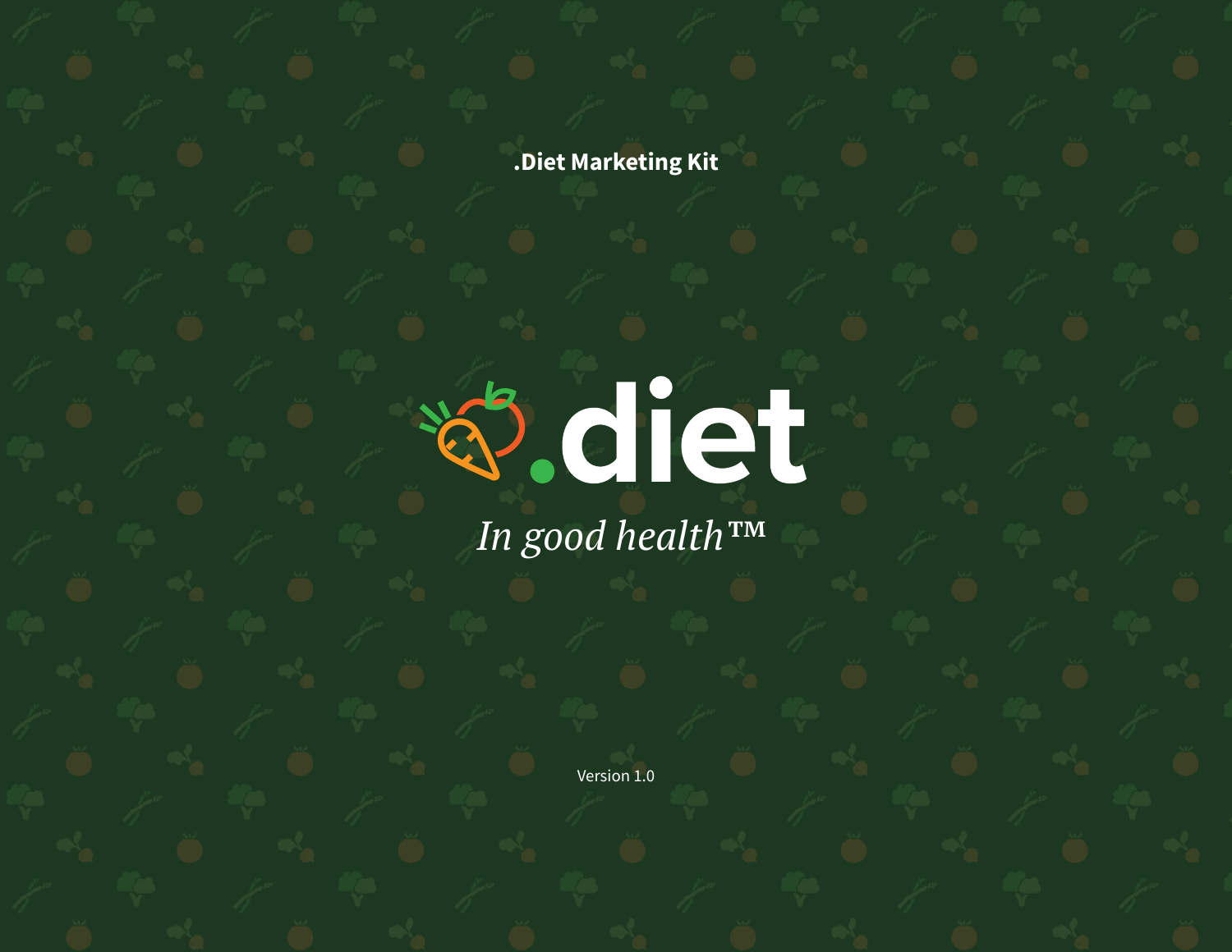**.Diet Marketing Kit**

# .diet

*In good health™*

Version 1.0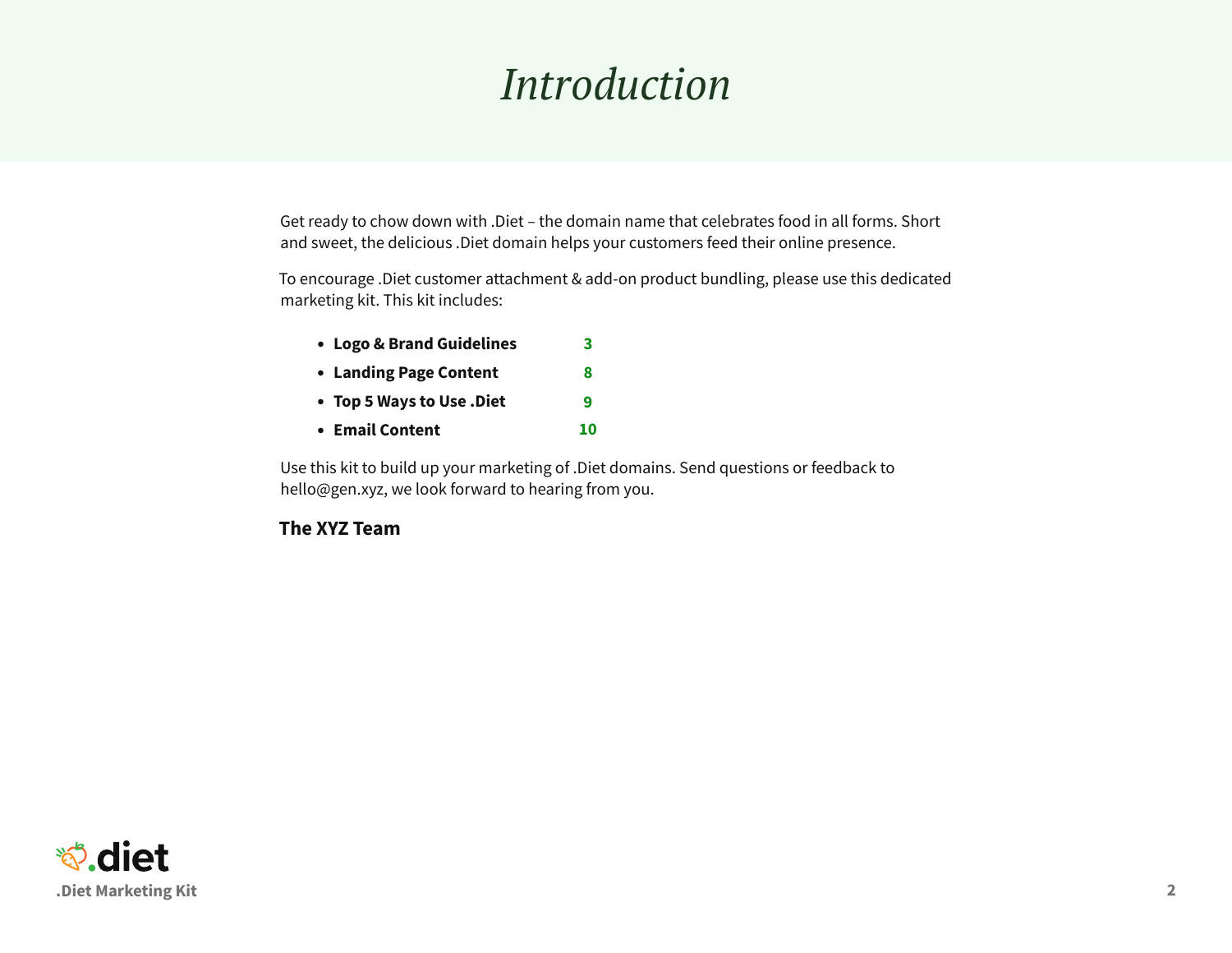# *Introduction*

Get ready to chow down with .Diet – the domain name that celebrates food in all forms. Short and sweet, the delicious .Diet domain helps your customers feed their online presence.

To encourage .Diet customer attachment & add-on product bundling, please use this dedicated marketing kit. This kit includes:

- **Logo & Brand Guidelines** **3**
- **Landing Page Content** **8**
- **Top 5 Ways to Use .Diet** **9**
- **Email Content** **10**

Use this kit to build up your marketing of .Diet domains. Send questions or feedback to hello@gen.xyz, we look forward to hearing from you.

**The XYZ Team**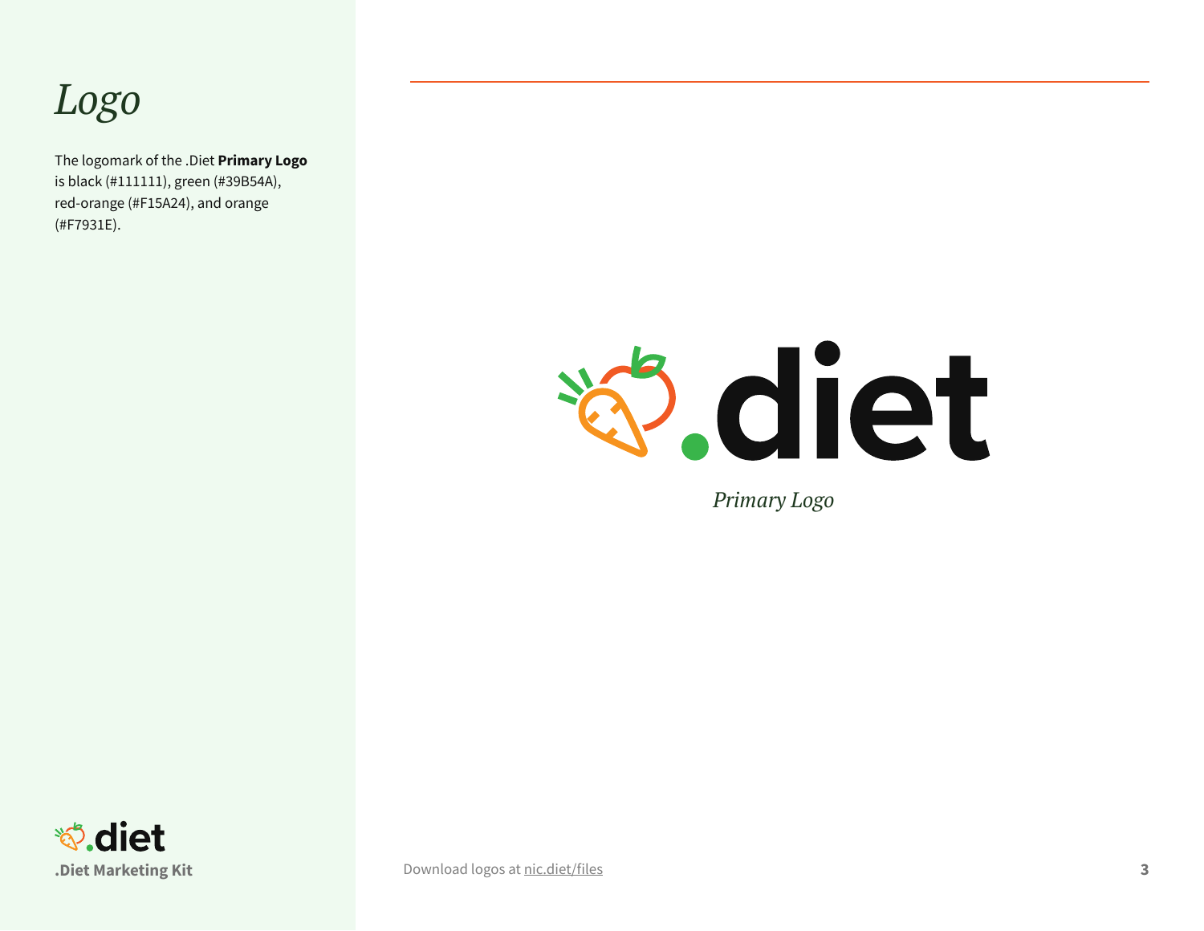# *Logo*

The logomark of the .Diet **Primary Logo** is black (#111111), green (#39B54A), red-orange (#F15A24), and orange (#F7931E).

*Primary Logo*

Download logos at nic.diet/files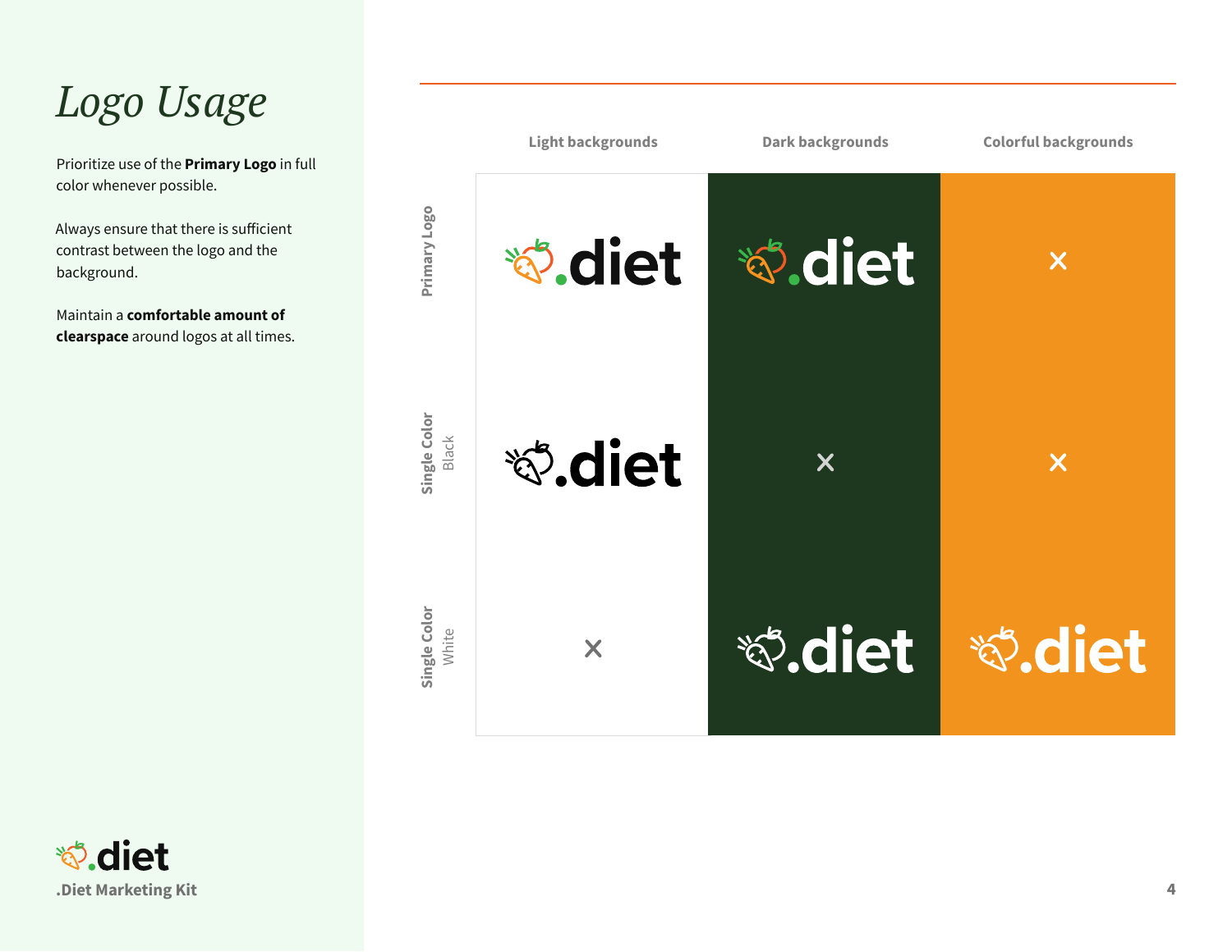# *Logo Usage*

Prioritize use of the **Primary Logo** in full color whenever possible.

Always ensure that there is sufficient contrast between the logo and the background.

Maintain a **comfortable amount of clearspace** around logos at all times.

| | Light backgrounds | Dark backgrounds | Colorful backgrounds |
|---|---|---|---|
| Primary Logo | .diet | .diet | × |
| Single Color Black | .diet | × | × |
| Single Color White | × | .diet | .diet |

.diet
.Diet Marketing Kit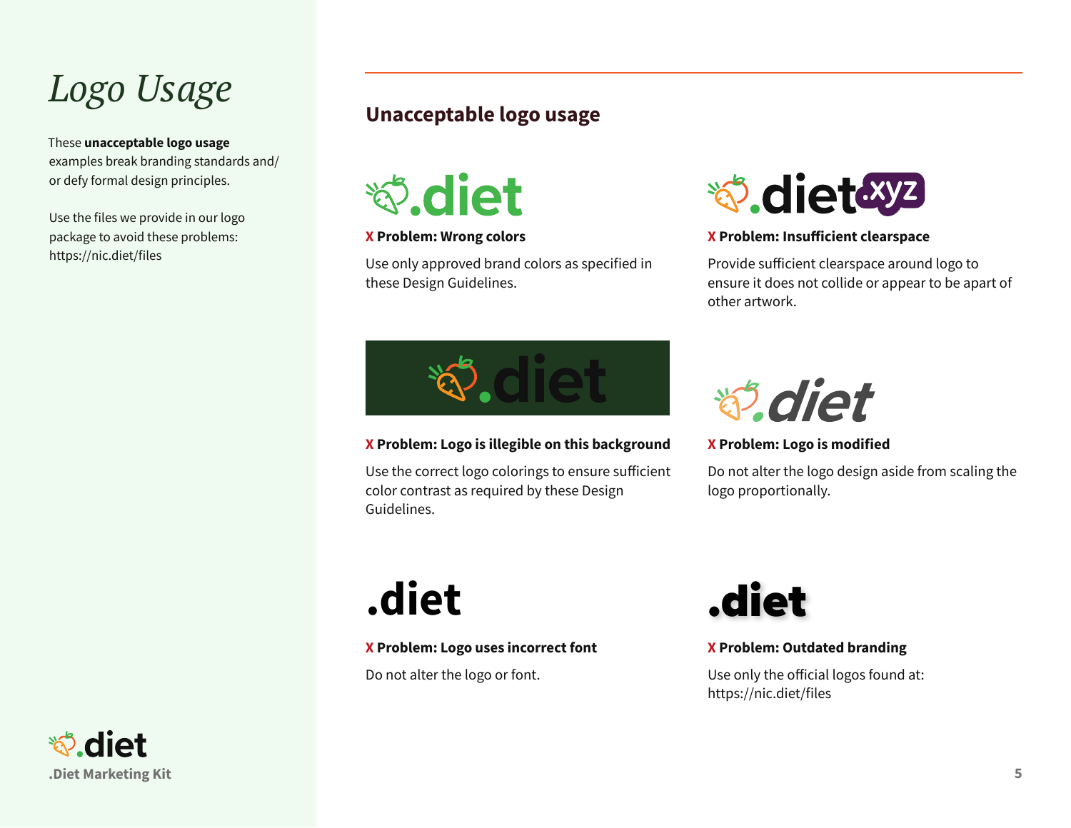# Logo Usage

These **unacceptable logo usage** examples break branding standards and/or defy formal design principles.

Use the files we provide in our logo package to avoid these problems: https://nic.diet/files

## Unacceptable logo usage

**X Problem: Wrong colors**

Use only approved brand colors as specified in these Design Guidelines.

**X Problem: Insufficient clearspace**

Provide sufficient clearspace around logo to ensure it does not collide or appear to be apart of other artwork.

**X Problem: Logo is illegible on this background**

Use the correct logo colorings to ensure sufficient color contrast as required by these Design Guidelines.

**X Problem: Logo is modified**

Do not alter the logo design aside from scaling the logo proportionally.

**X Problem: Logo uses incorrect font**

Do not alter the logo or font.

**X Problem: Outdated branding**

Use only the official logos found at: https://nic.diet/files

.Diet Marketing Kit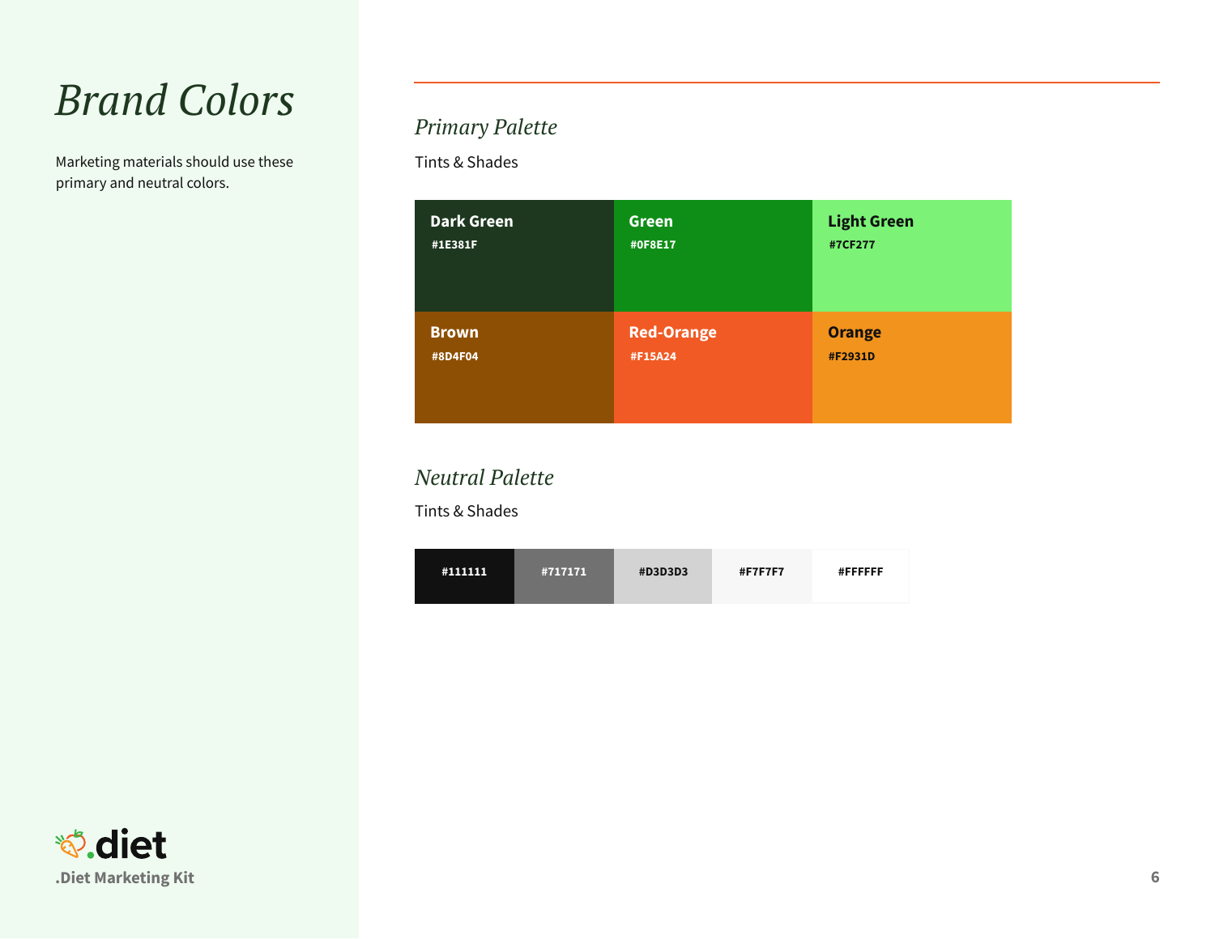# Brand Colors

Marketing materials should use these primary and neutral colors.

## Primary Palette

Tints & Shades

| Dark Green | Green | Light Green |
| --- | --- | --- |
| #1E381F | #0F8E17 | #7CF277 |

| Brown | Red-Orange | Orange |
| --- | --- | --- |
| #8D4F04 | #F15A24 | #F2931D |

## Neutral Palette

Tints & Shades

| #111111 | #717171 | #D3D3D3 | #F7F7F7 | #FFFFFF |
| --- | --- | --- | --- | --- |

.diet

.Diet Marketing Kit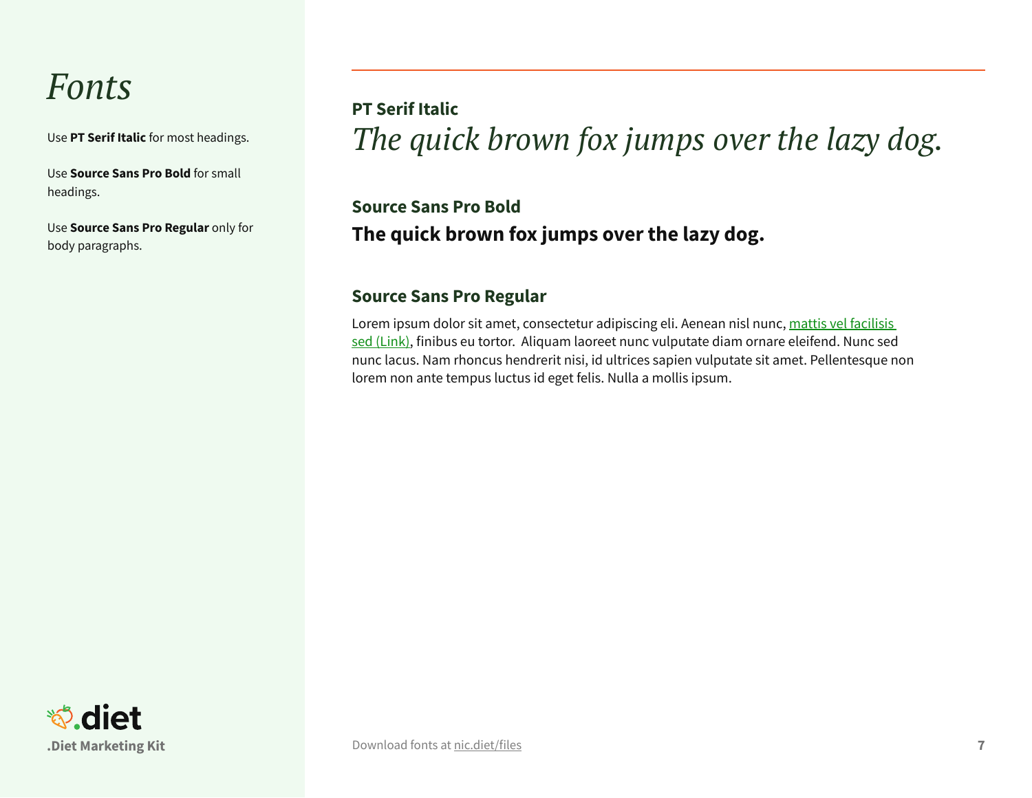# *Fonts*

Use **PT Serif Italic** for most headings.

Use **Source Sans Pro Bold** for small headings.

Use **Source Sans Pro Regular** only for body paragraphs.

---

**PT Serif Italic**

*The quick brown fox jumps over the lazy dog.*

**Source Sans Pro Bold**

**The quick brown fox jumps over the lazy dog.**

**Source Sans Pro Regular**

Lorem ipsum dolor sit amet, consectetur adipiscing eli. Aenean nisl nunc, mattis vel facilisis sed (Link), finibus eu tortor.  Aliquam laoreet nunc vulputate diam ornare eleifend. Nunc sed nunc lacus. Nam rhoncus hendrerit nisi, id ultrices sapien vulputate sit amet. Pellentesque non lorem non ante tempus luctus id eget felis. Nulla a mollis ipsum.

.diet

**.Diet Marketing Kit**

Download fonts at nic.diet/files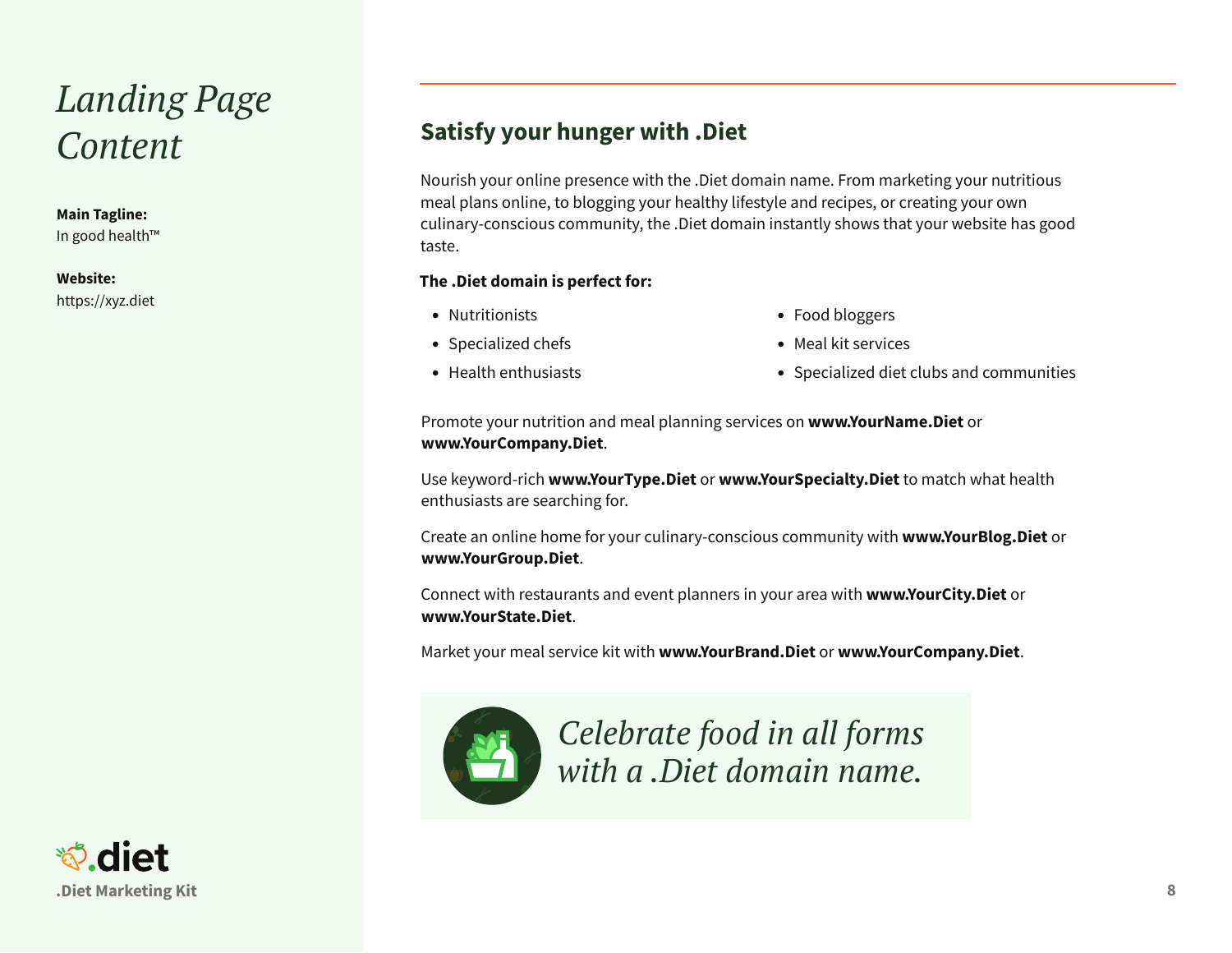# *Landing Page Content*

**Main Tagline:**
In good health™

**Website:**
https://xyz.diet

## Satisfy your hunger with .Diet

Nourish your online presence with the .Diet domain name. From marketing your nutritious meal plans online, to blogging your healthy lifestyle and recipes, or creating your own culinary-conscious community, the .Diet domain instantly shows that your website has good taste.

**The .Diet domain is perfect for:**

- Nutritionists
- Specialized chefs
- Health enthusiasts
- Food bloggers
- Meal kit services
- Specialized diet clubs and communities

Promote your nutrition and meal planning services on **www.YourName.Diet** or **www.YourCompany.Diet**.

Use keyword-rich **www.YourType.Diet** or **www.YourSpecialty.Diet** to match what health enthusiasts are searching for.

Create an online home for your culinary-conscious community with **www.YourBlog.Diet** or **www.YourGroup.Diet**.

Connect with restaurants and event planners in your area with **www.YourCity.Diet** or **www.YourState.Diet**.

Market your meal service kit with **www.YourBrand.Diet** or **www.YourCompany.Diet**.

*Celebrate food in all forms with a .Diet domain name.*

.diet
.Diet Marketing Kit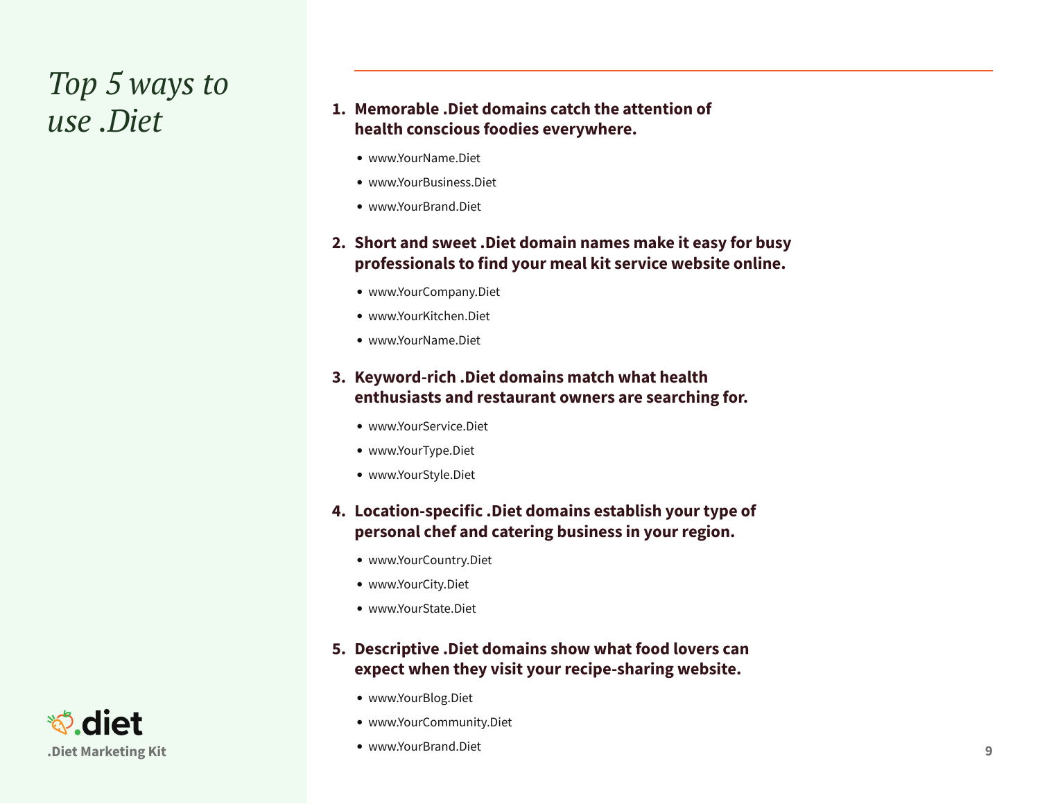# *Top 5 ways to use .Diet*

1. **Memorable .Diet domains catch the attention of health conscious foodies everywhere.**
   - www.YourName.Diet
   - www.YourBusiness.Diet
   - www.YourBrand.Diet

2. **Short and sweet .Diet domain names make it easy for busy professionals to find your meal kit service website online.**
   - www.YourCompany.Diet
   - www.YourKitchen.Diet
   - www.YourName.Diet

3. **Keyword-rich .Diet domains match what health enthusiasts and restaurant owners are searching for.**
   - www.YourService.Diet
   - www.YourType.Diet
   - www.YourStyle.Diet

4. **Location-specific .Diet domains establish your type of personal chef and catering business in your region.**
   - www.YourCountry.Diet
   - www.YourCity.Diet
   - www.YourState.Diet

5. **Descriptive .Diet domains show what food lovers can expect when they visit your recipe-sharing website.**
   - www.YourBlog.Diet
   - www.YourCommunity.Diet
   - www.YourBrand.Diet

.diet

**.Diet Marketing Kit**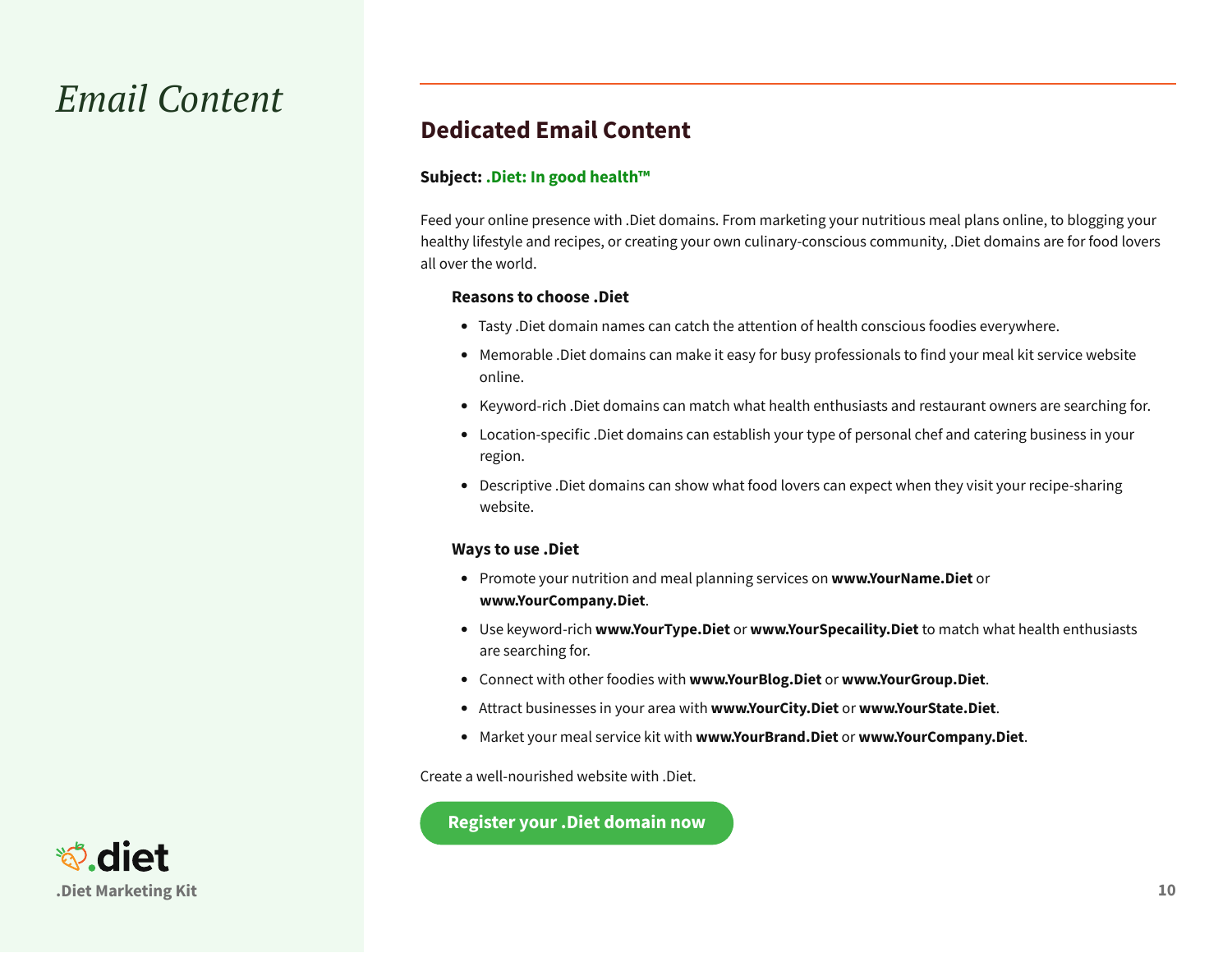# Email Content

## Dedicated Email Content

**Subject: .Diet: In good health™**

Feed your online presence with .Diet domains. From marketing your nutritious meal plans online, to blogging your healthy lifestyle and recipes, or creating your own culinary-conscious community, .Diet domains are for food lovers all over the world.

**Reasons to choose .Diet**

- Tasty .Diet domain names can catch the attention of health conscious foodies everywhere.
- Memorable .Diet domains can make it easy for busy professionals to find your meal kit service website online.
- Keyword-rich .Diet domains can match what health enthusiasts and restaurant owners are searching for.
- Location-specific .Diet domains can establish your type of personal chef and catering business in your region.
- Descriptive .Diet domains can show what food lovers can expect when they visit your recipe-sharing website.

**Ways to use .Diet**

- Promote your nutrition and meal planning services on **www.YourName.Diet** or **www.YourCompany.Diet**.
- Use keyword-rich **www.YourType.Diet** or **www.YourSpecaility.Diet** to match what health enthusiasts are searching for.
- Connect with other foodies with **www.YourBlog.Diet** or **www.YourGroup.Diet**.
- Attract businesses in your area with **www.YourCity.Diet** or **www.YourState.Diet**.
- Market your meal service kit with **www.YourBrand.Diet** or **www.YourCompany.Diet**.

Create a well-nourished website with .Diet.

**Register your .Diet domain now**

.diet

.Diet Marketing Kit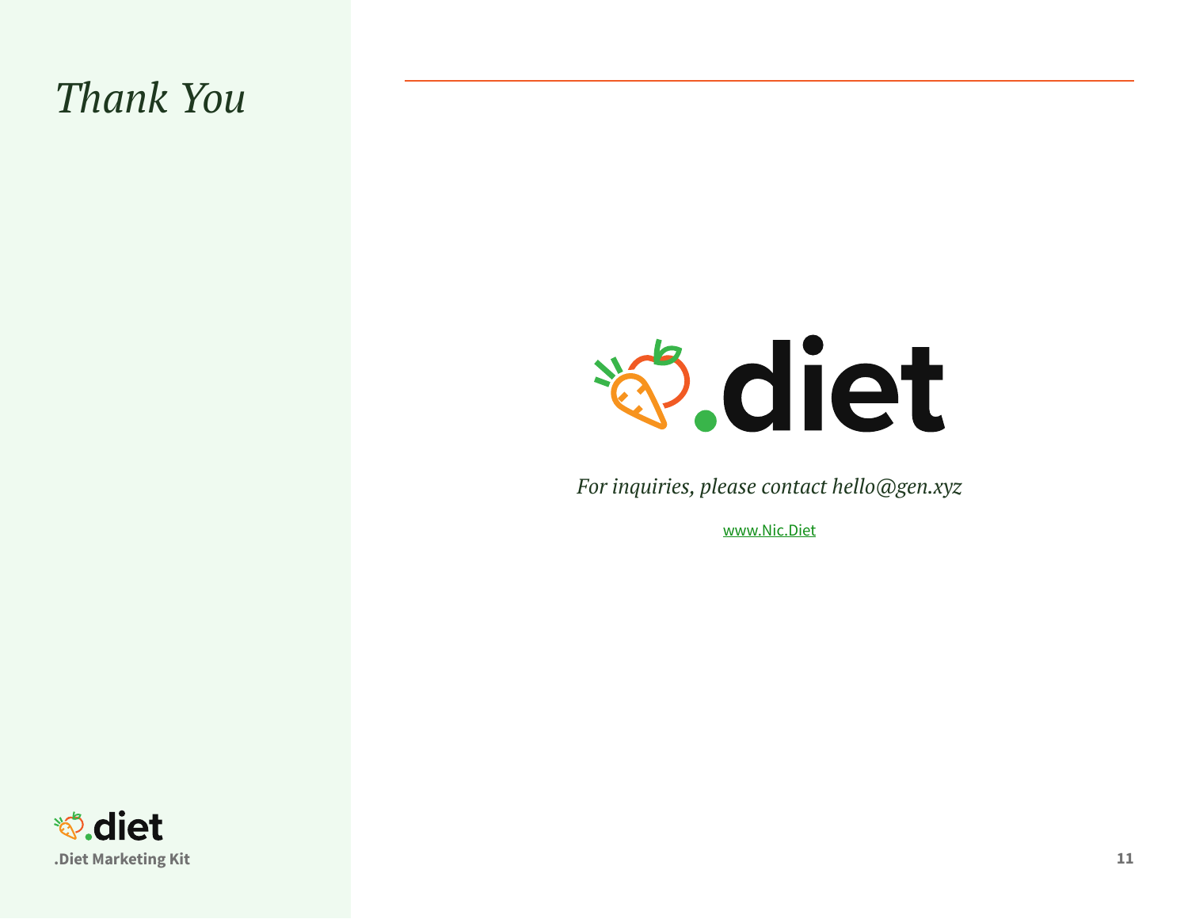# *Thank You*

.diet

*For inquiries, please contact hello@gen.xyz*

www.Nic.Diet